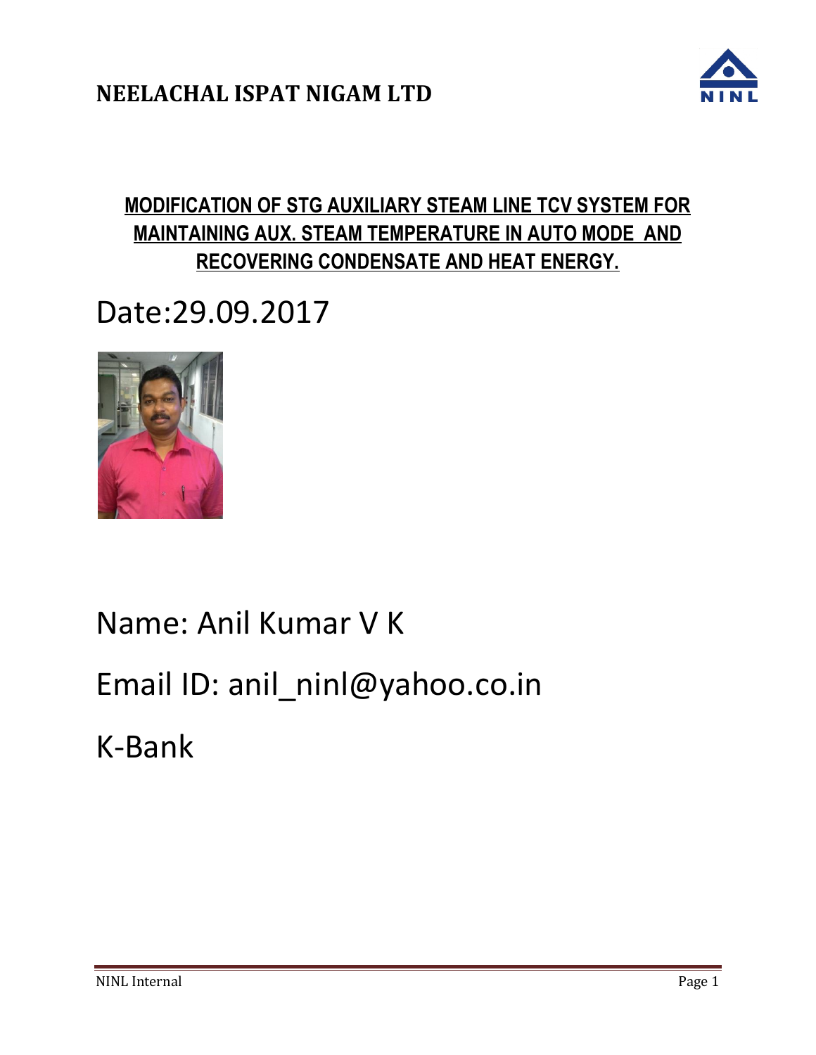**NEELACHAL ISPAT NIGAM LTD**

# MODIFICATION OF STG AUXILIARY STEAM LINE TCV SYSTEM FOR MAINTAINING AUX. STEAM TEMPERATURE IN AUTO MODE AND RECOVERING CONDENSATE AND HEAT ENERGY.

Date:29.09.2017

Name: Anil Kumar V K

Email ID: anil_ninl@yahoo.co.in

K-Bank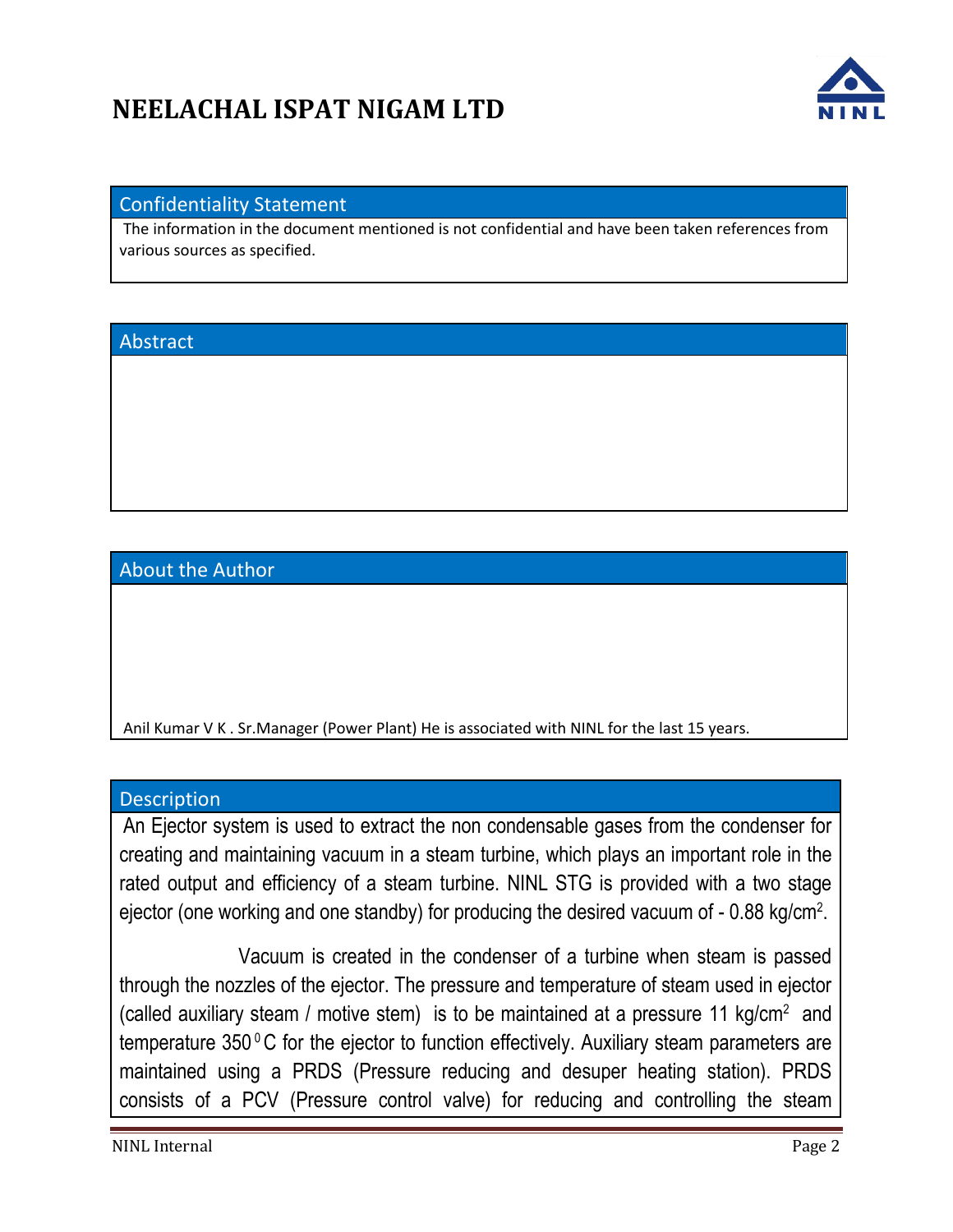# NEELACHAL ISPAT NIGAM LTD

## Confidentiality Statement

The information in the document mentioned is not confidential and have been taken references from various sources as specified.

## Abstract

## About the Author

Anil Kumar V K . Sr.Manager (Power Plant) He is associated with NINL for the last 15 years.

## Description

An Ejector system is used to extract the non condensable gases from the condenser for creating and maintaining vacuum in a steam turbine, which plays an important role in the rated output and efficiency of a steam turbine. NINL STG is provided with a two stage ejector (one working and one standby) for producing the desired vacuum of - 0.88 kg/cm$^2$.

Vacuum is created in the condenser of a turbine when steam is passed through the nozzles of the ejector. The pressure and temperature of steam used in ejector (called auxiliary steam / motive stem) is to be maintained at a pressure 11 kg/cm$^2$ and temperature 350$^0$C for the ejector to function effectively. Auxiliary steam parameters are maintained using a PRDS (Pressure reducing and desuper heating station). PRDS consists of a PCV (Pressure control valve) for reducing and controlling the steam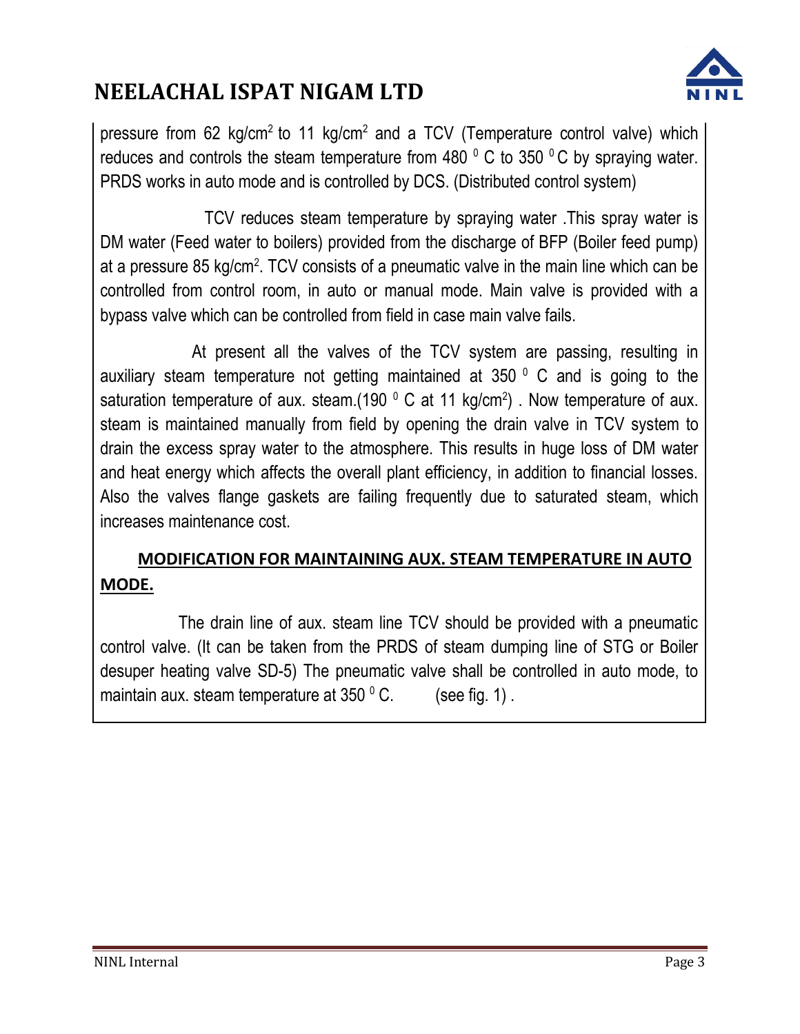pressure from 62 kg/cm$^2$ to 11 kg/cm$^2$ and a TCV (Temperature control valve) which reduces and controls the steam temperature from 480 $^0$ C to 350 $^0$ C by spraying water. PRDS works in auto mode and is controlled by DCS. (Distributed control system)

TCV reduces steam temperature by spraying water .This spray water is DM water (Feed water to boilers) provided from the discharge of BFP (Boiler feed pump) at a pressure 85 kg/cm$^2$. TCV consists of a pneumatic valve in the main line which can be controlled from control room, in auto or manual mode. Main valve is provided with a bypass valve which can be controlled from field in case main valve fails.

At present all the valves of the TCV system are passing, resulting in auxiliary steam temperature not getting maintained at 350 $^0$ C and is going to the saturation temperature of aux. steam.(190 $^0$ C at 11 kg/cm$^2$) . Now temperature of aux. steam is maintained manually from field by opening the drain valve in TCV system to drain the excess spray water to the atmosphere. This results in huge loss of DM water and heat energy which affects the overall plant efficiency, in addition to financial losses. Also the valves flange gaskets are failing frequently due to saturated steam, which increases maintenance cost.

## MODIFICATION FOR MAINTAINING AUX. STEAM TEMPERATURE IN AUTO MODE.

The drain line of aux. steam line TCV should be provided with a pneumatic control valve. (It can be taken from the PRDS of steam dumping line of STG or Boiler desuper heating valve SD-5) The pneumatic valve shall be controlled in auto mode, to maintain aux. steam temperature at 350 $^0$ C. (see fig. 1) .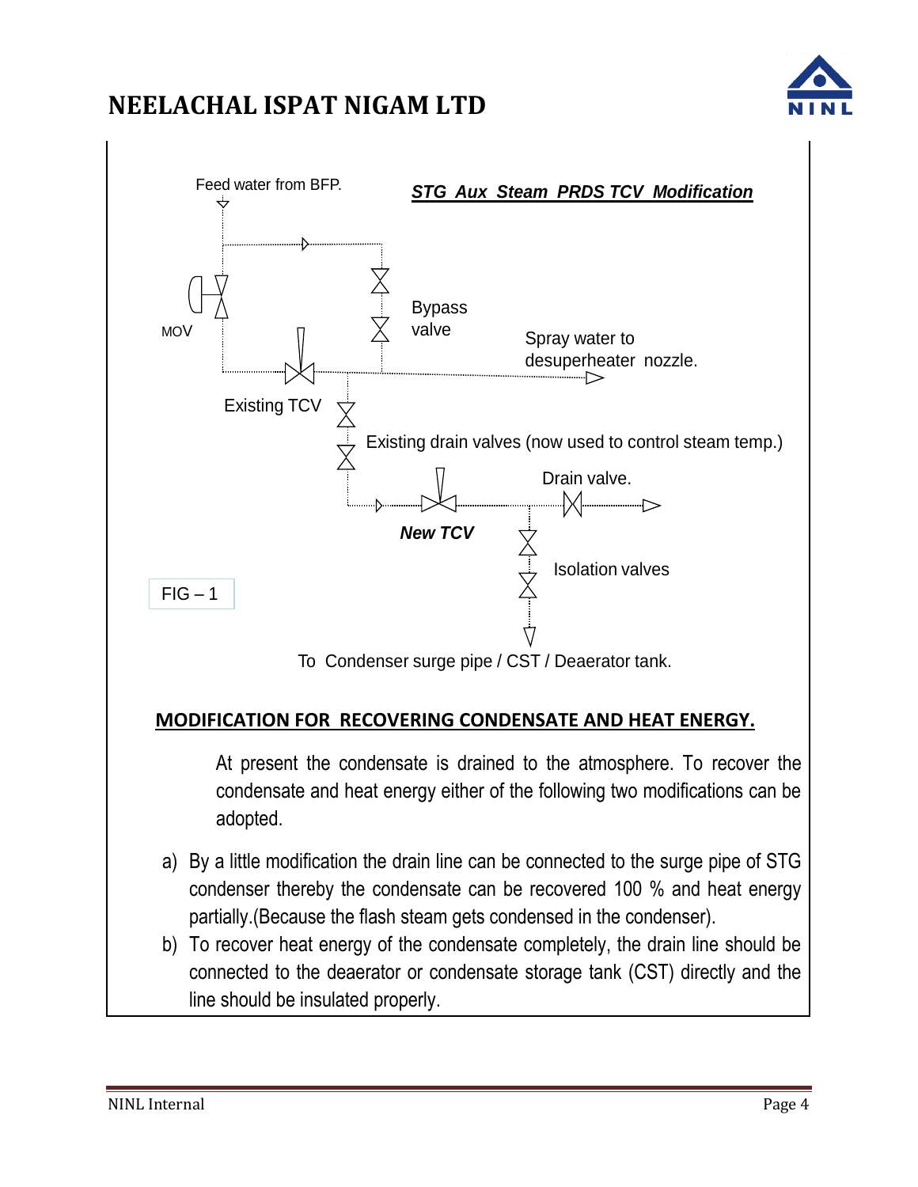*STG Aux Steam PRDS TCV Modification*

Feed water from BFP.

MOV

Bypass valve

Spray water to desuperheater nozzle.

Existing TCV

Existing drain valves (now used to control steam temp.)

Drain valve.

***New TCV***

Isolation valves

FIG – 1

To Condenser surge pipe / CST / Deaerator tank.

## MODIFICATION FOR RECOVERING CONDENSATE AND HEAT ENERGY.

At present the condensate is drained to the atmosphere. To recover the condensate and heat energy either of the following two modifications can be adopted.

a) By a little modification the drain line can be connected to the surge pipe of STG condenser thereby the condensate can be recovered 100 % and heat energy partially.(Because the flash steam gets condensed in the condenser).

b) To recover heat energy of the condensate completely, the drain line should be connected to the deaerator or condensate storage tank (CST) directly and the line should be insulated properly.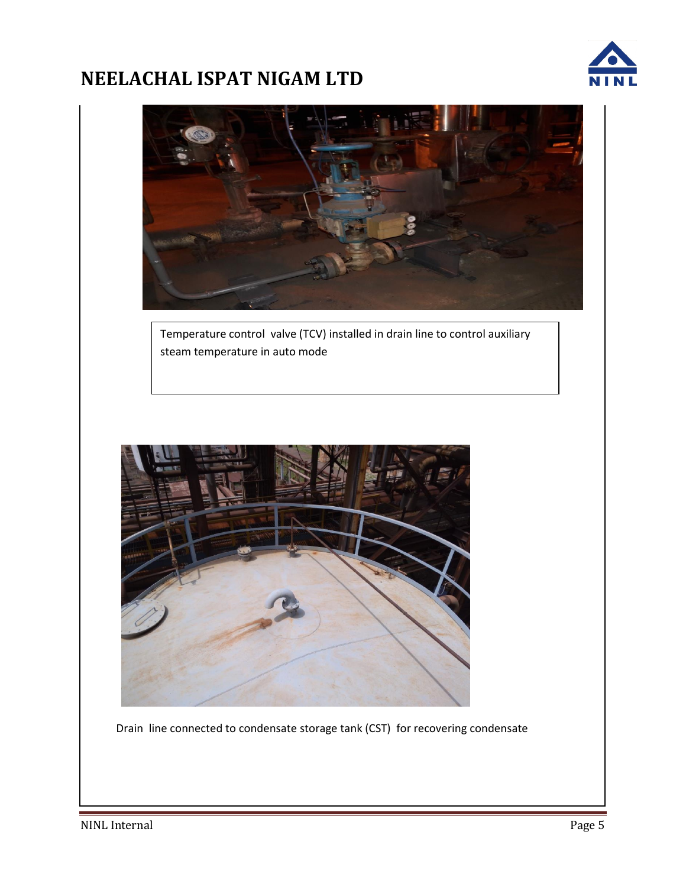Temperature control valve (TCV) installed in drain line to control auxiliary steam temperature in auto mode

Drain line connected to condensate storage tank (CST) for recovering condensate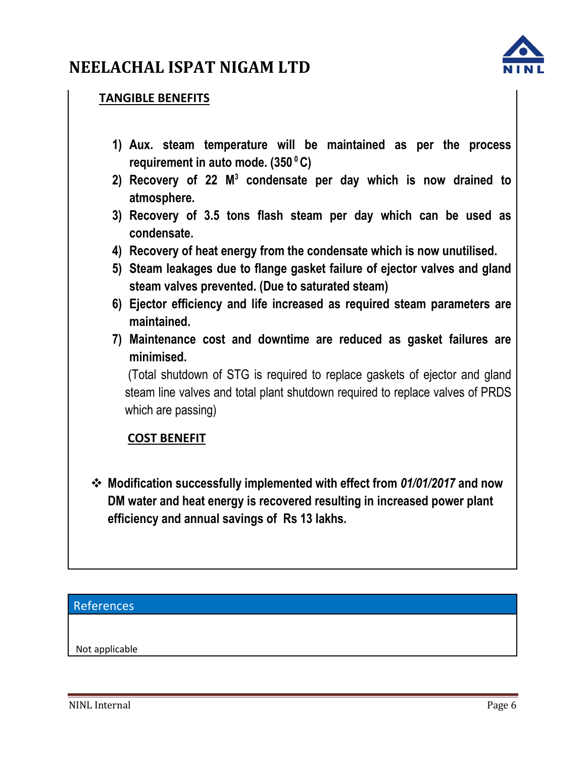## TANGIBLE BENEFITS

1) **Aux. steam temperature will be maintained as per the process requirement in auto mode. (350 $^0$C)**
2) **Recovery of 22 M$^3$ condensate per day which is now drained to atmosphere.**
3) **Recovery of 3.5 tons flash steam per day which can be used as condensate.**
4) **Recovery of heat energy from the condensate which is now unutilised.**
5) **Steam leakages due to flange gasket failure of ejector valves and gland steam valves prevented. (Due to saturated steam)**
6) **Ejector efficiency and life increased as required steam parameters are maintained.**
7) **Maintenance cost and downtime are reduced as gasket failures are minimised.**

   (Total shutdown of STG is required to replace gaskets of ejector and gland steam line valves and total plant shutdown required to replace valves of PRDS which are passing)

## COST BENEFIT

- **Modification successfully implemented with effect from *01/01/2017* and now DM water and heat energy is recovered resulting in increased power plant efficiency and annual savings of Rs 13 lakhs.**

## References

Not applicable